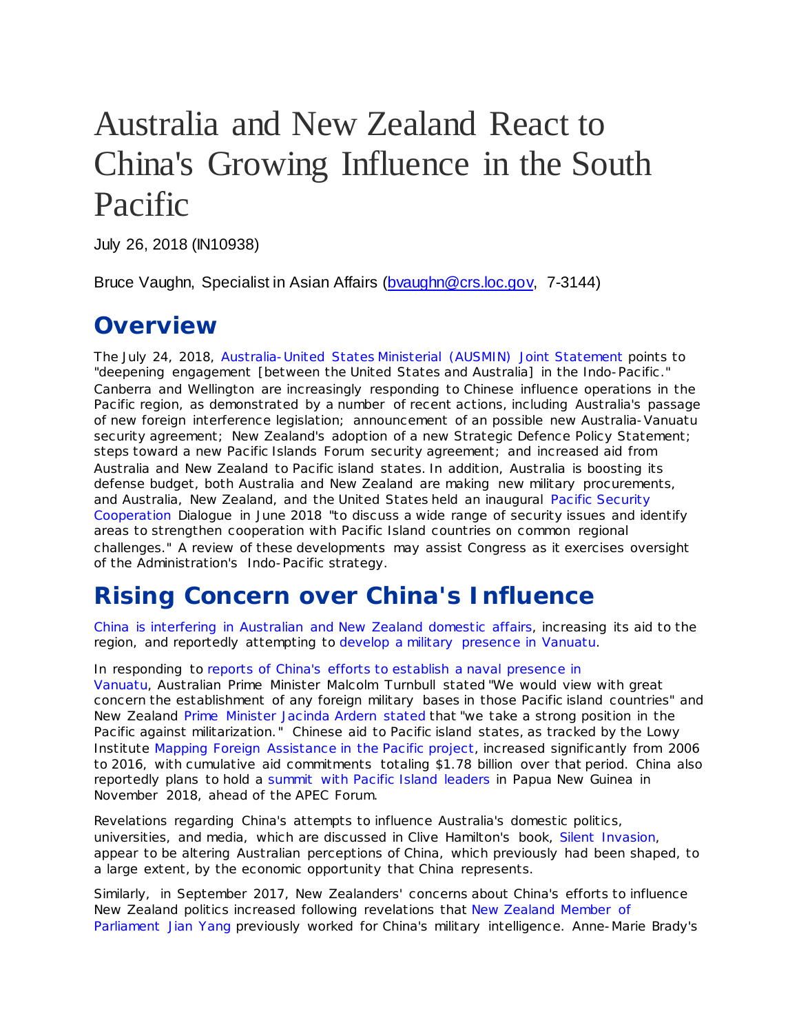# Australia and New Zealand React to China's Growing Influence in the South Pacific

July 26, 2018 (IN10938)

Bruce Vaughn, Specialist in Asian Affairs (bvaughn@crs.loc.gov, 7-3144)

## Overview

The July 24, 2018, Australia-United States Ministerial (AUSMIN) Joint Statement points to "deepening engagement [between the United States and Australia] in the Indo-Pacific." Canberra and Wellington are increasingly responding to Chinese influence operations in the Pacific region, as demonstrated by a number of recent actions, including Australia's passage of new foreign interference legislation; announcement of an possible new Australia-Vanuatu security agreement; New Zealand's adoption of a new Strategic Defence Policy Statement; steps toward a new Pacific Islands Forum security agreement; and increased aid from Australia and New Zealand to Pacific island states. In addition, Australia is boosting its defense budget, both Australia and New Zealand are making new military procurements, and Australia, New Zealand, and the United States held an inaugural Pacific Security Cooperation Dialogue in June 2018 "to discuss a wide range of security issues and identify areas to strengthen cooperation with Pacific Island countries on common regional challenges." A review of these developments may assist Congress as it exercises oversight of the Administration's Indo-Pacific strategy.

## Rising Concern over China's Influence

China is interfering in Australian and New Zealand domestic affairs, increasing its aid to the region, and reportedly attempting to develop a military presence in Vanuatu.

In responding to reports of China's efforts to establish a naval presence in Vanuatu, Australian Prime Minister Malcolm Turnbull stated "We would view with great concern the establishment of any foreign military bases in those Pacific island countries" and New Zealand Prime Minister Jacinda Ardern stated that "we take a strong position in the Pacific against militarization." Chinese aid to Pacific island states, as tracked by the Lowy Institute Mapping Foreign Assistance in the Pacific project, increased significantly from 2006 to 2016, with cumulative aid commitments totaling $1.78 billion over that period. China also reportedly plans to hold a summit with Pacific Island leaders in Papua New Guinea in November 2018, ahead of the APEC Forum.

Revelations regarding China's attempts to influence Australia's domestic politics, universities, and media, which are discussed in Clive Hamilton's book, Silent Invasion, appear to be altering Australian perceptions of China, which previously had been shaped, to a large extent, by the economic opportunity that China represents.

Similarly, in September 2017, New Zealanders' concerns about China's efforts to influence New Zealand politics increased following revelations that New Zealand Member of Parliament Jian Yang previously worked for China's military intelligence. Anne-Marie Brady's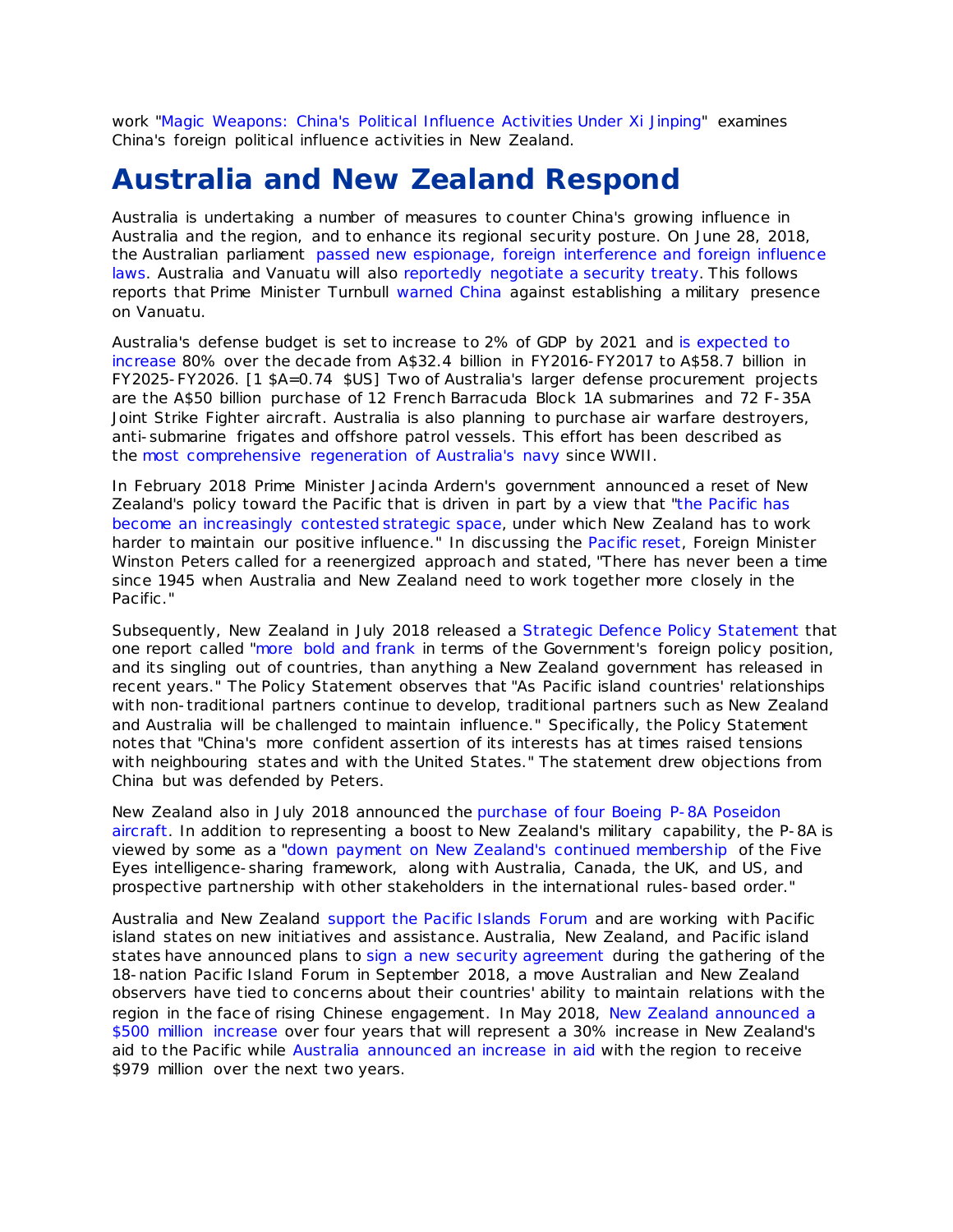work "Magic Weapons: China's Political Influence Activities Under Xi Jinping" examines China's foreign political influence activities in New Zealand.

# Australia and New Zealand Respond

Australia is undertaking a number of measures to counter China's growing influence in Australia and the region, and to enhance its regional security posture. On June 28, 2018, the Australian parliament passed new espionage, foreign interference and foreign influence laws. Australia and Vanuatu will also reportedly negotiate a security treaty. This follows reports that Prime Minister Turnbull warned China against establishing a military presence on Vanuatu.

Australia's defense budget is set to increase to 2% of GDP by 2021 and is expected to increase 80% over the decade from A$32.4 billion in FY2016-FY2017 to A$58.7 billion in FY2025-FY2026. [1 $A=0.74 $US] Two of Australia's larger defense procurement projects are the A$50 billion purchase of 12 French Barracuda Block 1A submarines and 72 F-35A Joint Strike Fighter aircraft. Australia is also planning to purchase air warfare destroyers, anti-submarine frigates and offshore patrol vessels. This effort has been described as the most comprehensive regeneration of Australia's navy since WWII.

In February 2018 Prime Minister Jacinda Ardern's government announced a reset of New Zealand's policy toward the Pacific that is driven in part by a view that "the Pacific has become an increasingly contested strategic space, under which New Zealand has to work harder to maintain our positive influence." In discussing the Pacific reset, Foreign Minister Winston Peters called for a reenergized approach and stated, "There has never been a time since 1945 when Australia and New Zealand need to work together more closely in the Pacific."

Subsequently, New Zealand in July 2018 released a Strategic Defence Policy Statement that one report called "more bold and frank in terms of the Government's foreign policy position, and its singling out of countries, than anything a New Zealand government has released in recent years." The Policy Statement observes that "As Pacific island countries' relationships with non-traditional partners continue to develop, traditional partners such as New Zealand and Australia will be challenged to maintain influence." Specifically, the Policy Statement notes that "China's more confident assertion of its interests has at times raised tensions with neighbouring states and with the United States." The statement drew objections from China but was defended by Peters.

New Zealand also in July 2018 announced the purchase of four Boeing P-8A Poseidon aircraft. In addition to representing a boost to New Zealand's military capability, the P-8A is viewed by some as a "down payment on New Zealand's continued membership of the Five Eyes intelligence-sharing framework, along with Australia, Canada, the UK, and US, and prospective partnership with other stakeholders in the international rules-based order."

Australia and New Zealand support the Pacific Islands Forum and are working with Pacific island states on new initiatives and assistance. Australia, New Zealand, and Pacific island states have announced plans to sign a new security agreement during the gathering of the 18-nation Pacific Island Forum in September 2018, a move Australian and New Zealand observers have tied to concerns about their countries' ability to maintain relations with the region in the face of rising Chinese engagement. In May 2018, New Zealand announced a $500 million increase over four years that will represent a 30% increase in New Zealand's aid to the Pacific while Australia announced an increase in aid with the region to receive $979 million over the next two years.